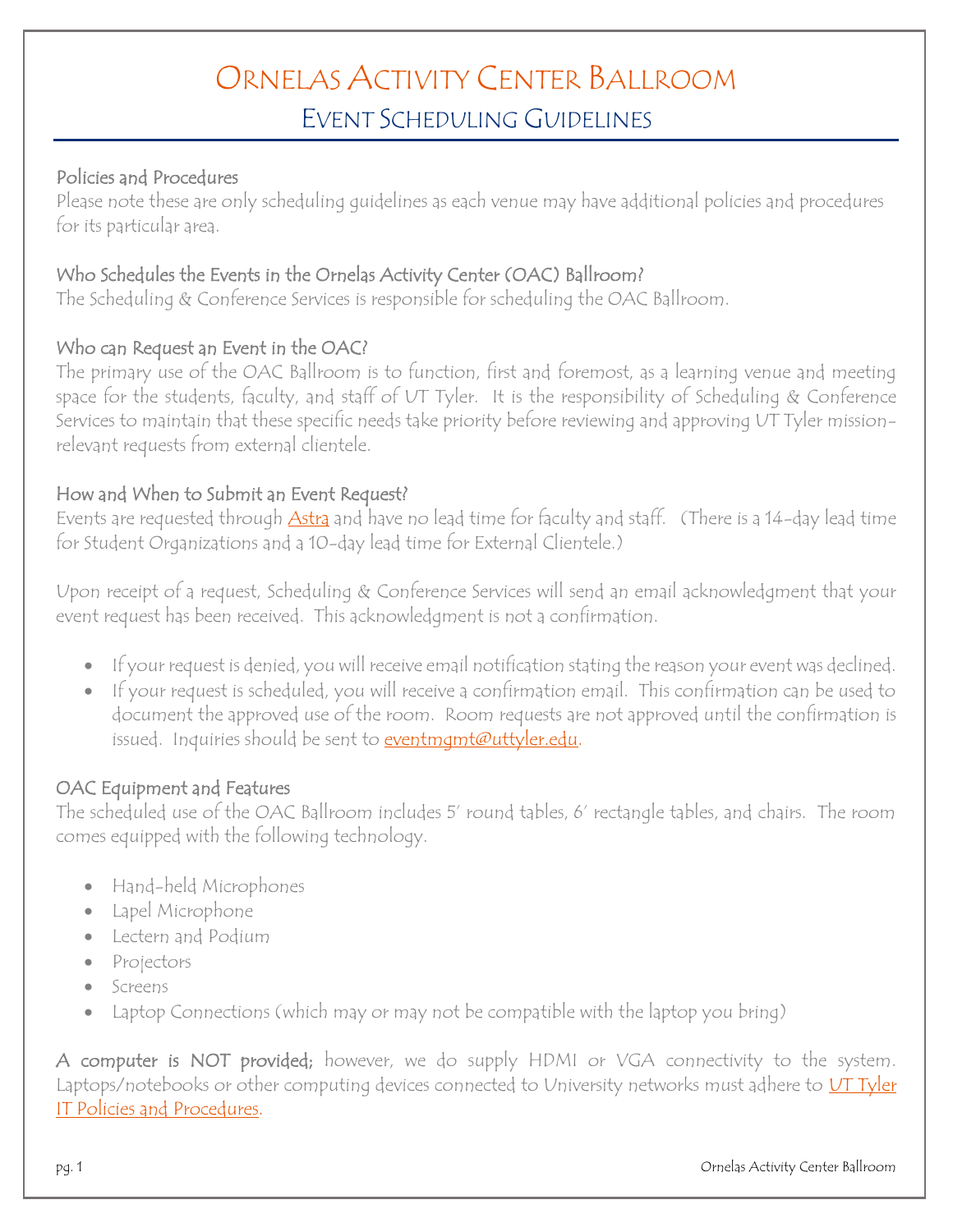# Ornelas Activity Center Ballroom

## Event Scheduling Guidelines

### Policies and Procedures

Please note these are only scheduling guidelines as each venue may have additional policies and procedures for its particular area.

### Who Schedules the Events in the Ornelas Activity Center (OAC) Ballroom?

The Scheduling & Conference Services is responsible for scheduling the OAC Ballroom.

### Who can Request an Event in the OAC?

The primary use of the OAC Ballroom is to function, first and foremost, as a learning venue and meeting space for the students, faculty, and staff of UT Tyler. It is the responsibility of Scheduling & Conference Services to maintain that these specific needs take priority before reviewing and approving UT Tyler mission-relevant requests from external clientele.

### How and When to Submit an Event Request?

Events are requested through Astra and have no lead time for faculty and staff. (There is a 14-day lead time for Student Organizations and a 10-day lead time for External Clientele.)

Upon receipt of a request, Scheduling & Conference Services will send an email acknowledgment that your event request has been received. This acknowledgment is not a confirmation.

- If your request is denied, you will receive email notification stating the reason your event was declined.
- If your request is scheduled, you will receive a confirmation email. This confirmation can be used to document the approved use of the room. Room requests are not approved until the confirmation is issued. Inquiries should be sent to eventmgmt@uttyler.edu.

### OAC Equipment and Features

The scheduled use of the OAC Ballroom includes 5' round tables, 6' rectangle tables, and chairs. The room comes equipped with the following technology.

- Hand-held Microphones
- Lapel Microphone
- Lectern and Podium
- Projectors
- Screens
- Laptop Connections (which may or may not be compatible with the laptop you bring)

**A computer is NOT provided;** however, we do supply HDMI or VGA connectivity to the system. Laptops/notebooks or other computing devices connected to University networks must adhere to UT Tyler IT Policies and Procedures.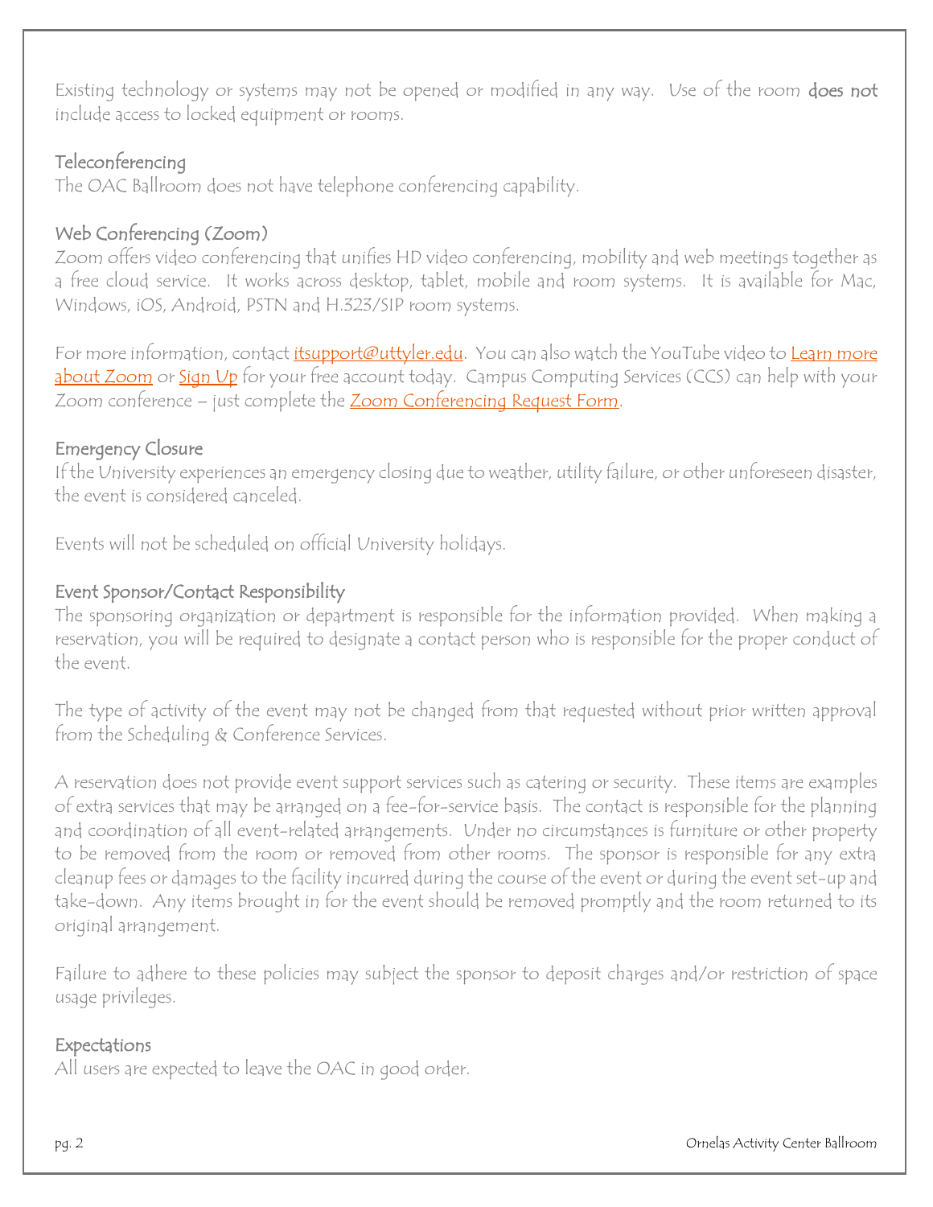Existing technology or systems may not be opened or modified in any way. Use of the room **does not** include access to locked equipment or rooms.

### Teleconferencing

The OAC Ballroom does not have telephone conferencing capability.

### Web Conferencing (Zoom)

Zoom offers video conferencing that unifies HD video conferencing, mobility and web meetings together as a free cloud service. It works across desktop, tablet, mobile and room systems. It is available for Mac, Windows, iOS, Android, PSTN and H.323/SIP room systems.

For more information, contact itsupport@uttyler.edu. You can also watch the YouTube video to Learn more about Zoom or Sign Up for your free account today. Campus Computing Services (CCS) can help with your Zoom conference – just complete the Zoom Conferencing Request Form.

### Emergency Closure

If the University experiences an emergency closing due to weather, utility failure, or other unforeseen disaster, the event is considered canceled.

Events will not be scheduled on official University holidays.

### Event Sponsor/Contact Responsibility

The sponsoring organization or department is responsible for the information provided. When making a reservation, you will be required to designate a contact person who is responsible for the proper conduct of the event.

The type of activity of the event may not be changed from that requested without prior written approval from the Scheduling & Conference Services.

A reservation does not provide event support services such as catering or security. These items are examples of extra services that may be arranged on a fee-for-service basis. The contact is responsible for the planning and coordination of all event-related arrangements. Under no circumstances is furniture or other property to be removed from the room or removed from other rooms. The sponsor is responsible for any extra cleanup fees or damages to the facility incurred during the course of the event or during the event set-up and take-down. Any items brought in for the event should be removed promptly and the room returned to its original arrangement.

Failure to adhere to these policies may subject the sponsor to deposit charges and/or restriction of space usage privileges.

### Expectations

All users are expected to leave the OAC in good order.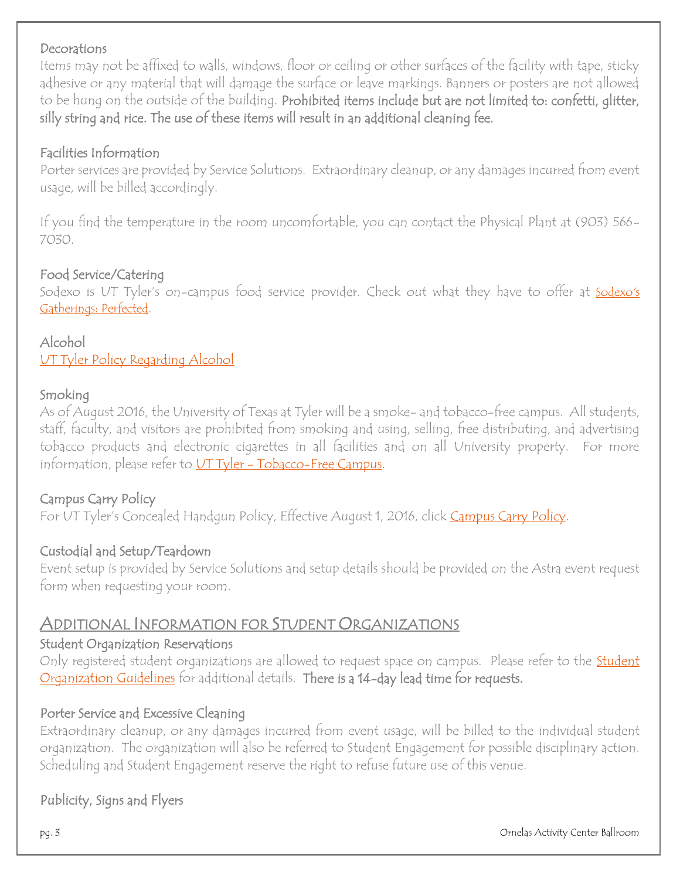### Decorations

Items may not be affixed to walls, windows, floor or ceiling or other surfaces of the facility with tape, sticky adhesive or any material that will damage the surface or leave markings. Banners or posters are not allowed to be hung on the outside of the building. **Prohibited items include but are not limited to: confetti, glitter, silly string and rice. The use of these items will result in an additional cleaning fee.**

### Facilities Information

Porter services are provided by Service Solutions. Extraordinary cleanup, or any damages incurred from event usage, will be billed accordingly.

If you find the temperature in the room uncomfortable, you can contact the Physical Plant at (903) 566-7030.

### Food Service/Catering

Sodexo is UT Tyler's on-campus food service provider. Check out what they have to offer at Sodexo's Gatherings: Perfected.

### Alcohol

UT Tyler Policy Regarding Alcohol

### Smoking

As of August 2016, the University of Texas at Tyler will be a smoke- and tobacco-free campus. All students, staff, faculty, and visitors are prohibited from smoking and using, selling, free distributing, and advertising tobacco products and electronic cigarettes in all facilities and on all University property. For more information, please refer to UT Tyler - Tobacco-Free Campus.

### Campus Carry Policy

For UT Tyler's Concealed Handgun Policy, Effective August 1, 2016, click Campus Carry Policy.

### Custodial and Setup/Teardown

Event setup is provided by Service Solutions and setup details should be provided on the Astra event request form when requesting your room.

## Additional Information for Student Organizations

### Student Organization Reservations

Only registered student organizations are allowed to request space on campus. Please refer to the Student Organization Guidelines for additional details. **There is a 14-day lead time for requests.**

### Porter Service and Excessive Cleaning

Extraordinary cleanup, or any damages incurred from event usage, will be billed to the individual student organization. The organization will also be referred to Student Engagement for possible disciplinary action. Scheduling and Student Engagement reserve the right to refuse future use of this venue.

### Publicity, Signs and Flyers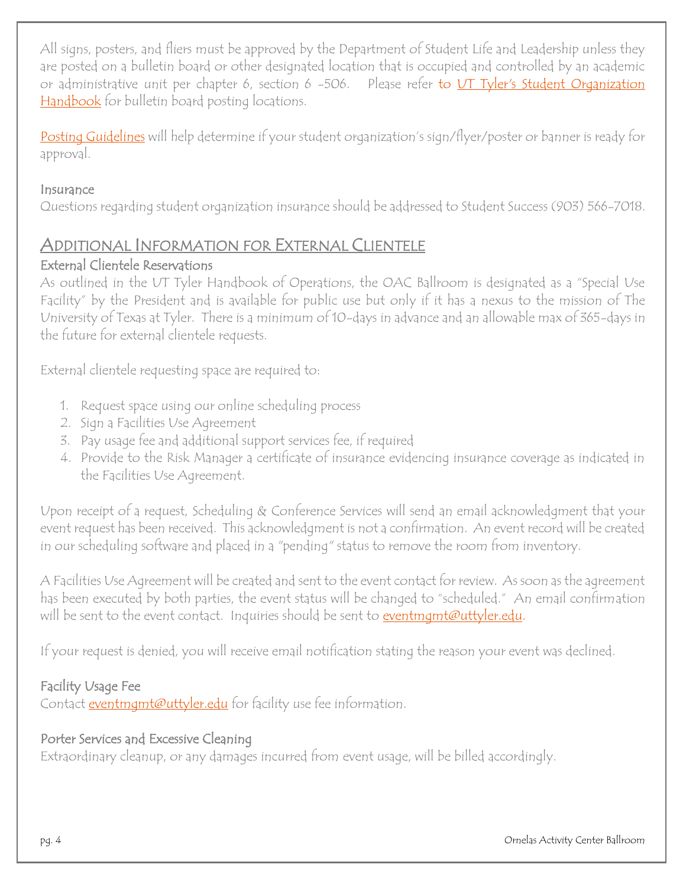All signs, posters, and fliers must be approved by the Department of Student Life and Leadership unless they are posted on a bulletin board or other designated location that is occupied and controlled by an academic or administrative unit per chapter 6, section 6 -506. Please refer to [UT Tyler's Student Organization Handbook]() for bulletin board posting locations.

[Posting Guidelines]() will help determine if your student organization's sign/flyer/poster or banner is ready for approval.

### Insurance

Questions regarding student organization insurance should be addressed to Student Success (903) 566-7018.

## Additional Information for External Clientele

### External Clientele Reservations

As outlined in the UT Tyler Handbook of Operations, the OAC Ballroom is designated as a "Special Use Facility" by the President and is available for public use but only if it has a nexus to the mission of The University of Texas at Tyler. There is a minimum of 10-days in advance and an allowable max of 365-days in the future for external clientele requests.

External clientele requesting space are required to:

1. Request space using our online scheduling process
2. Sign a Facilities Use Agreement
3. Pay usage fee and additional support services fee, if required
4. Provide to the Risk Manager a certificate of insurance evidencing insurance coverage as indicated in the Facilities Use Agreement.

Upon receipt of a request, Scheduling & Conference Services will send an email acknowledgment that your event request has been received. This acknowledgment is not a confirmation. An event record will be created in our scheduling software and placed in a "pending" status to remove the room from inventory.

A Facilities Use Agreement will be created and sent to the event contact for review. As soon as the agreement has been executed by both parties, the event status will be changed to "scheduled." An email confirmation will be sent to the event contact. Inquiries should be sent to eventmgmt@uttyler.edu.

If your request is denied, you will receive email notification stating the reason your event was declined.

### Facility Usage Fee

Contact eventmgmt@uttyler.edu for facility use fee information.

### Porter Services and Excessive Cleaning

Extraordinary cleanup, or any damages incurred from event usage, will be billed accordingly.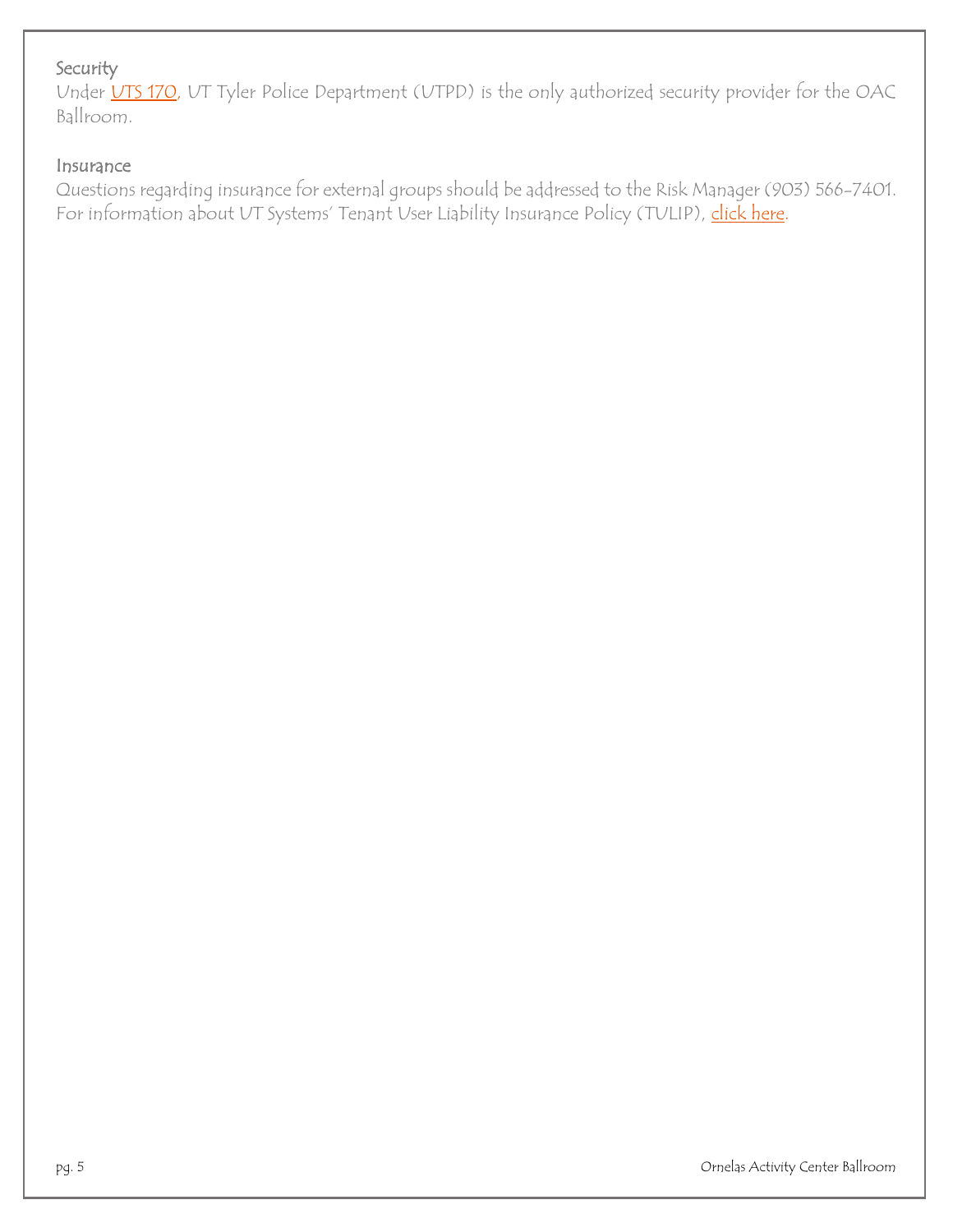### Security

Under UTS 170, UT Tyler Police Department (UTPD) is the only authorized security provider for the OAC Ballroom.

### Insurance

Questions regarding insurance for external groups should be addressed to the Risk Manager (903) 566-7401. For information about UT Systems' Tenant User Liability Insurance Policy (TULIP), click here.